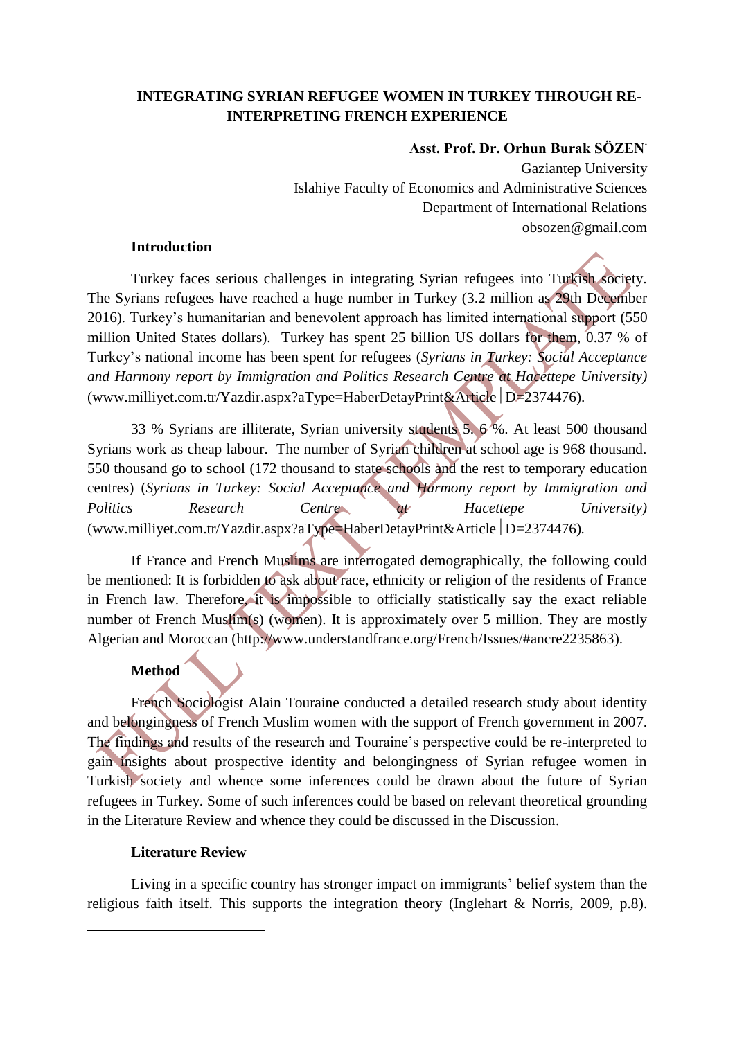# INTEGRATING SYRIAN REFUGEE WOMEN IN TURKEY THROUGH RE-INTERPRETING FRENCH EXPERIENCE

**Asst. Prof. Dr. Orhun Burak SÖZEN**

Gaziantep University
Islahiye Faculty of Economics and Administrative Sciences
Department of International Relations
obsozen@gmail.com

## Introduction

Turkey faces serious challenges in integrating Syrian refugees into Turkish society. The Syrians refugees have reached a huge number in Turkey (3.2 million as 29th December 2016). Turkey's humanitarian and benevolent approach has limited international support (550 million United States dollars). Turkey has spent 25 billion US dollars for them, 0.37 % of Turkey's national income has been spent for refugees (*Syrians in Turkey: Social Acceptance and Harmony report by Immigration and Politics Research Centre at Hacettepe University)* (www.milliyet.com.tr/Yazdir.aspx?aType=HaberDetayPrint&Article│D=2374476).

33 % Syrians are illiterate, Syrian university students 5. 6 %. At least 500 thousand Syrians work as cheap labour. The number of Syrian children at school age is 968 thousand. 550 thousand go to school (172 thousand to state schools and the rest to temporary education centres) (*Syrians in Turkey: Social Acceptance and Harmony report by Immigration and Politics Research Centre at Hacettepe University)* (www.milliyet.com.tr/Yazdir.aspx?aType=HaberDetayPrint&Article│D=2374476).

If France and French Muslims are interrogated demographically, the following could be mentioned: It is forbidden to ask about race, ethnicity or religion of the residents of France in French law. Therefore, it is impossible to officially statistically say the exact reliable number of French Muslim(s) (women). It is approximately over 5 million. They are mostly Algerian and Moroccan (http://www.understandfrance.org/French/Issues/#ancre2235863).

## Method

French Sociologist Alain Touraine conducted a detailed research study about identity and belongingness of French Muslim women with the support of French government in 2007. The findings and results of the research and Touraine's perspective could be re-interpreted to gain insights about prospective identity and belongingness of Syrian refugee women in Turkish society and whence some inferences could be drawn about the future of Syrian refugees in Turkey. Some of such inferences could be based on relevant theoretical grounding in the Literature Review and whence they could be discussed in the Discussion.

## Literature Review

Living in a specific country has stronger impact on immigrants' belief system than the religious faith itself. This supports the integration theory (Inglehart & Norris, 2009, p.8).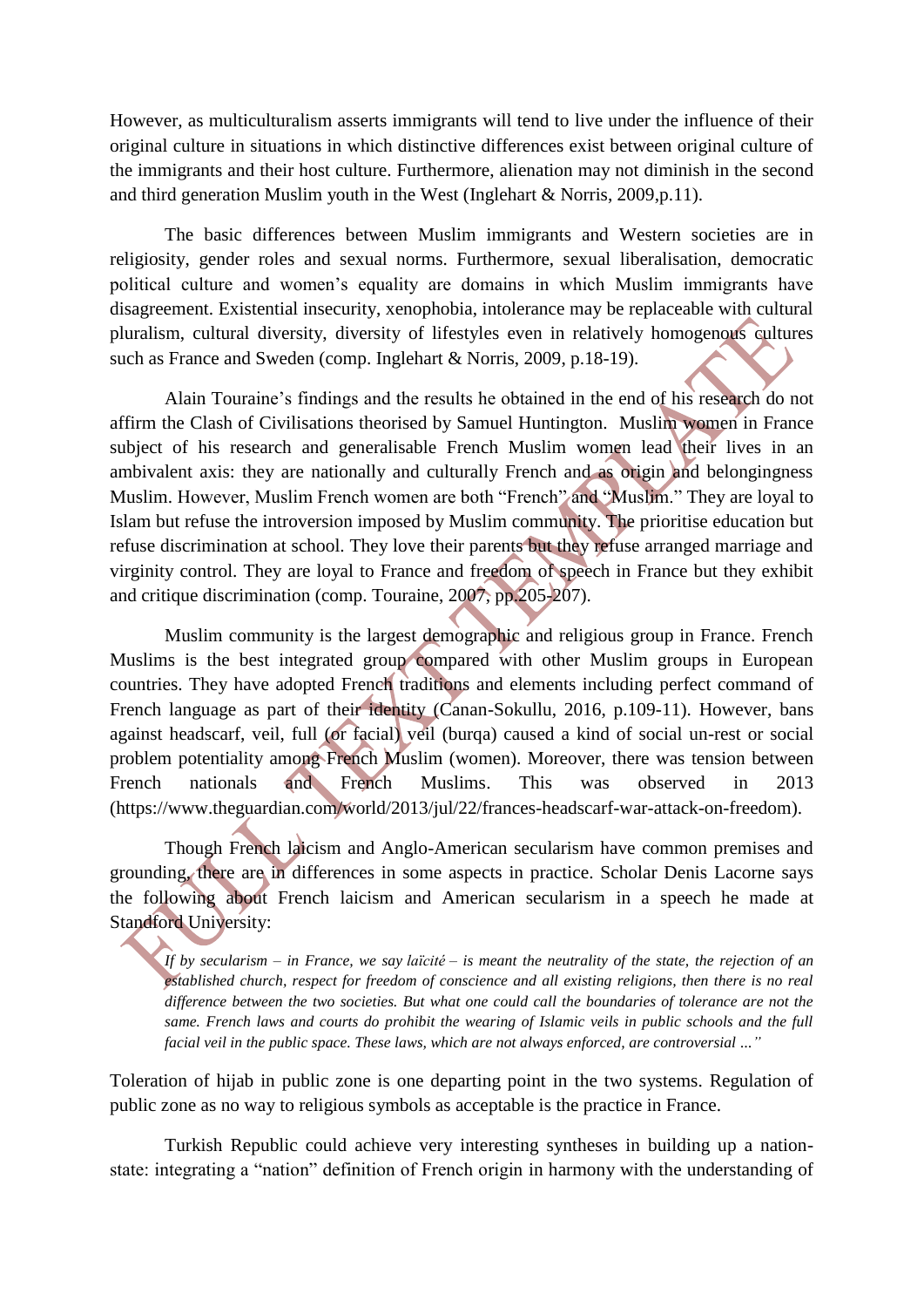However, as multiculturalism asserts immigrants will tend to live under the influence of their original culture in situations in which distinctive differences exist between original culture of the immigrants and their host culture. Furthermore, alienation may not diminish in the second and third generation Muslim youth in the West (Inglehart & Norris, 2009,p.11).

The basic differences between Muslim immigrants and Western societies are in religiosity, gender roles and sexual norms. Furthermore, sexual liberalisation, democratic political culture and women's equality are domains in which Muslim immigrants have disagreement. Existential insecurity, xenophobia, intolerance may be replaceable with cultural pluralism, cultural diversity, diversity of lifestyles even in relatively homogenous cultures such as France and Sweden (comp. Inglehart & Norris, 2009, p.18-19).

Alain Touraine's findings and the results he obtained in the end of his research do not affirm the Clash of Civilisations theorised by Samuel Huntington. Muslim women in France subject of his research and generalisable French Muslim women lead their lives in an ambivalent axis: they are nationally and culturally French and as origin and belongingness Muslim. However, Muslim French women are both "French" and "Muslim." They are loyal to Islam but refuse the introversion imposed by Muslim community. The prioritise education but refuse discrimination at school. They love their parents but they refuse arranged marriage and virginity control. They are loyal to France and freedom of speech in France but they exhibit and critique discrimination (comp. Touraine, 2007, pp.205-207).

Muslim community is the largest demographic and religious group in France. French Muslims is the best integrated group compared with other Muslim groups in European countries. They have adopted French traditions and elements including perfect command of French language as part of their identity (Canan-Sokullu, 2016, p.109-11). However, bans against headscarf, veil, full (or facial) veil (burqa) caused a kind of social un-rest or social problem potentiality among French Muslim (women). Moreover, there was tension between French nationals and French Muslims. This was observed in 2013 (https://www.theguardian.com/world/2013/jul/22/frances-headscarf-war-attack-on-freedom).

Though French laicism and Anglo-American secularism have common premises and grounding, there are in differences in some aspects in practice. Scholar Denis Lacorne says the following about French laicism and American secularism in a speech he made at Standford University:

> *If by secularism – in France, we say laïcité – is meant the neutrality of the state, the rejection of an established church, respect for freedom of conscience and all existing religions, then there is no real difference between the two societies. But what one could call the boundaries of tolerance are not the same. French laws and courts do prohibit the wearing of Islamic veils in public schools and the full facial veil in the public space. These laws, which are not always enforced, are controversial ..."*

Toleration of hijab in public zone is one departing point in the two systems. Regulation of public zone as no way to religious symbols as acceptable is the practice in France.

Turkish Republic could achieve very interesting syntheses in building up a nation-state: integrating a "nation" definition of French origin in harmony with the understanding of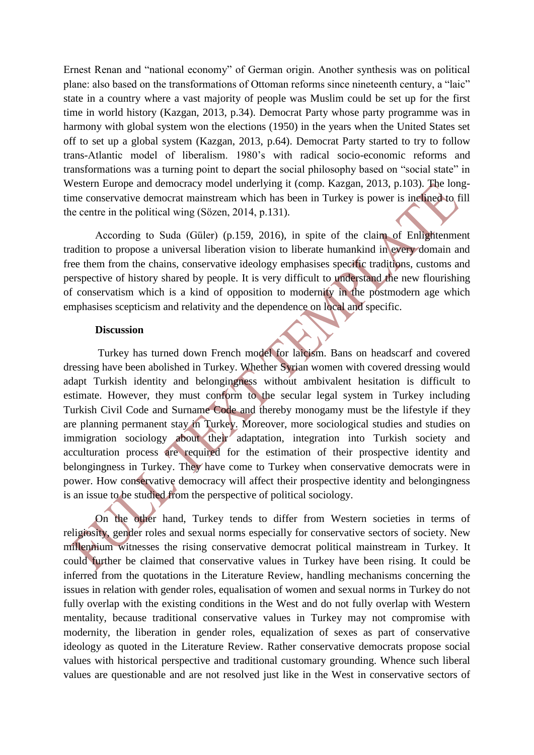Ernest Renan and "national economy" of German origin. Another synthesis was on political plane: also based on the transformations of Ottoman reforms since nineteenth century, a "laic" state in a country where a vast majority of people was Muslim could be set up for the first time in world history (Kazgan, 2013, p.34). Democrat Party whose party programme was in harmony with global system won the elections (1950) in the years when the United States set off to set up a global system (Kazgan, 2013, p.64). Democrat Party started to try to follow trans-Atlantic model of liberalism. 1980's with radical socio-economic reforms and transformations was a turning point to depart the social philosophy based on "social state" in Western Europe and democracy model underlying it (comp. Kazgan, 2013, p.103). The long-time conservative democrat mainstream which has been in Turkey is power is inclined to fill the centre in the political wing (Sözen, 2014, p.131).

According to Suda (Güler) (p.159, 2016), in spite of the claim of Enlightenment tradition to propose a universal liberation vision to liberate humankind in every domain and free them from the chains, conservative ideology emphasises specific traditions, customs and perspective of history shared by people. It is very difficult to understand the new flourishing of conservatism which is a kind of opposition to modernity in the postmodern age which emphasises scepticism and relativity and the dependence on local and specific.

**Discussion**

Turkey has turned down French model for laicism. Bans on headscarf and covered dressing have been abolished in Turkey. Whether Syrian women with covered dressing would adapt Turkish identity and belongingness without ambivalent hesitation is difficult to estimate. However, they must conform to the secular legal system in Turkey including Turkish Civil Code and Surname Code and thereby monogamy must be the lifestyle if they are planning permanent stay in Turkey. Moreover, more sociological studies and studies on immigration sociology about their adaptation, integration into Turkish society and acculturation process are required for the estimation of their prospective identity and belongingness in Turkey. They have come to Turkey when conservative democrats were in power. How conservative democracy will affect their prospective identity and belongingness is an issue to be studied from the perspective of political sociology.

On the other hand, Turkey tends to differ from Western societies in terms of religiosity, gender roles and sexual norms especially for conservative sectors of society. New millennium witnesses the rising conservative democrat political mainstream in Turkey. It could further be claimed that conservative values in Turkey have been rising. It could be inferred from the quotations in the Literature Review, handling mechanisms concerning the issues in relation with gender roles, equalisation of women and sexual norms in Turkey do not fully overlap with the existing conditions in the West and do not fully overlap with Western mentality, because traditional conservative values in Turkey may not compromise with modernity, the liberation in gender roles, equalization of sexes as part of conservative ideology as quoted in the Literature Review. Rather conservative democrats propose social values with historical perspective and traditional customary grounding. Whence such liberal values are questionable and are not resolved just like in the West in conservative sectors of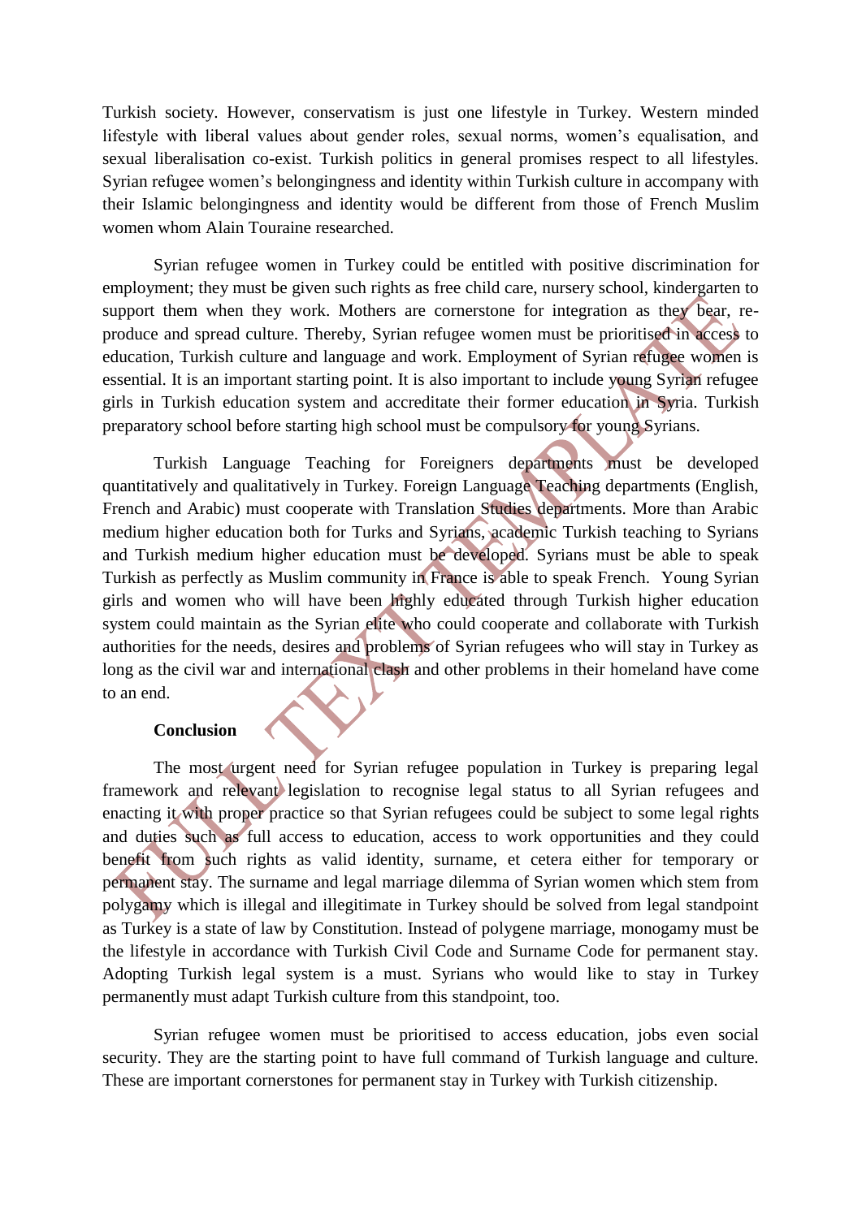Turkish society. However, conservatism is just one lifestyle in Turkey. Western minded lifestyle with liberal values about gender roles, sexual norms, women's equalisation, and sexual liberalisation co-exist. Turkish politics in general promises respect to all lifestyles. Syrian refugee women's belongingness and identity within Turkish culture in accompany with their Islamic belongingness and identity would be different from those of French Muslim women whom Alain Touraine researched.

Syrian refugee women in Turkey could be entitled with positive discrimination for employment; they must be given such rights as free child care, nursery school, kindergarten to support them when they work. Mothers are cornerstone for integration as they bear, re-produce and spread culture. Thereby, Syrian refugee women must be prioritised in access to education, Turkish culture and language and work. Employment of Syrian refugee women is essential. It is an important starting point. It is also important to include young Syrian refugee girls in Turkish education system and accreditate their former education in Syria. Turkish preparatory school before starting high school must be compulsory for young Syrians.

Turkish Language Teaching for Foreigners departments must be developed quantitatively and qualitatively in Turkey. Foreign Language Teaching departments (English, French and Arabic) must cooperate with Translation Studies departments. More than Arabic medium higher education both for Turks and Syrians, academic Turkish teaching to Syrians and Turkish medium higher education must be developed. Syrians must be able to speak Turkish as perfectly as Muslim community in France is able to speak French. Young Syrian girls and women who will have been highly educated through Turkish higher education system could maintain as the Syrian elite who could cooperate and collaborate with Turkish authorities for the needs, desires and problems of Syrian refugees who will stay in Turkey as long as the civil war and international clash and other problems in their homeland have come to an end.

**Conclusion**

The most urgent need for Syrian refugee population in Turkey is preparing legal framework and relevant legislation to recognise legal status to all Syrian refugees and enacting it with proper practice so that Syrian refugees could be subject to some legal rights and duties such as full access to education, access to work opportunities and they could benefit from such rights as valid identity, surname, et cetera either for temporary or permanent stay. The surname and legal marriage dilemma of Syrian women which stem from polygamy which is illegal and illegitimate in Turkey should be solved from legal standpoint as Turkey is a state of law by Constitution. Instead of polygene marriage, monogamy must be the lifestyle in accordance with Turkish Civil Code and Surname Code for permanent stay. Adopting Turkish legal system is a must. Syrians who would like to stay in Turkey permanently must adapt Turkish culture from this standpoint, too.

Syrian refugee women must be prioritised to access education, jobs even social security. They are the starting point to have full command of Turkish language and culture. These are important cornerstones for permanent stay in Turkey with Turkish citizenship.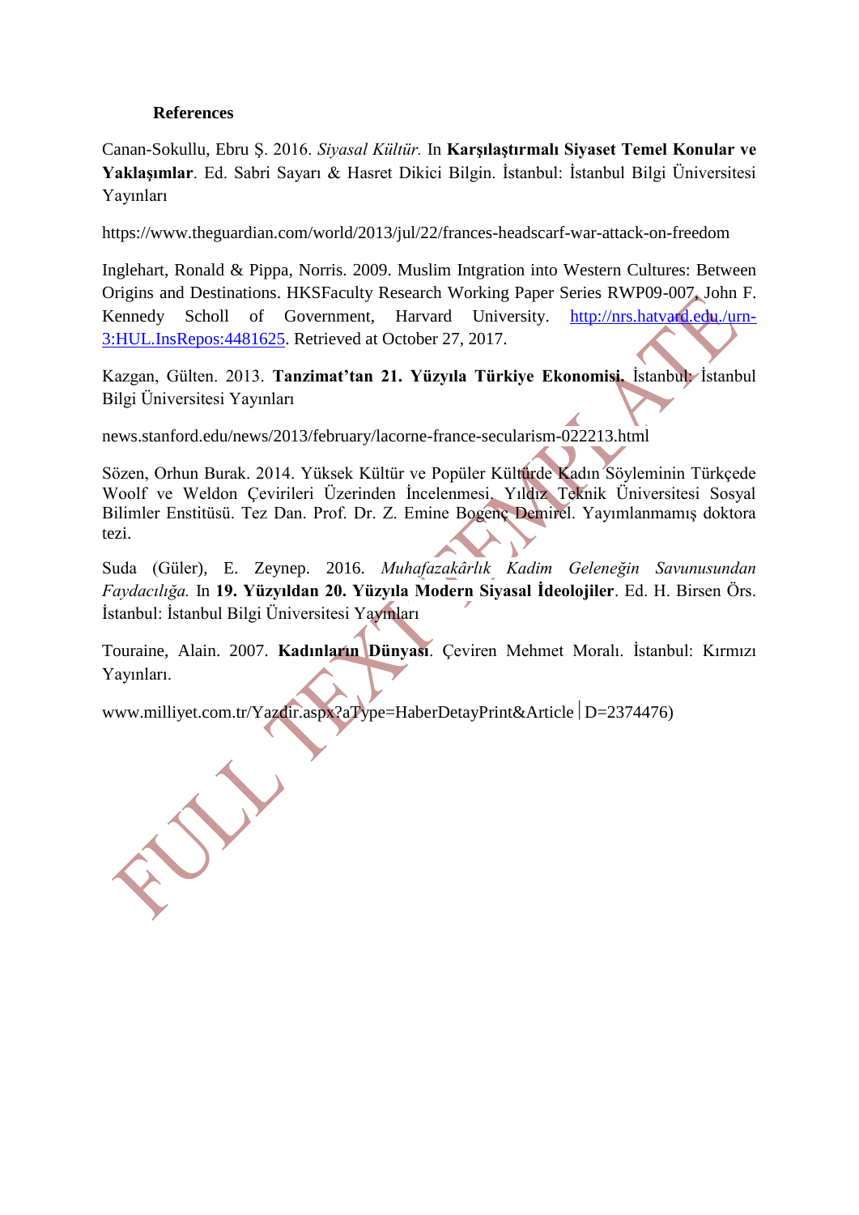**References**

Canan-Sokullu, Ebru Ş. 2016. *Siyasal Kültür.* In **Karşılaştırmalı Siyaset Temel Konular ve Yaklaşımlar**. Ed. Sabri Sayarı & Hasret Dikici Bilgin. İstanbul: İstanbul Bilgi Üniversitesi Yayınları

https://www.theguardian.com/world/2013/jul/22/frances-headscarf-war-attack-on-freedom

Inglehart, Ronald & Pippa, Norris. 2009. Muslim Intgration into Western Cultures: Between Origins and Destinations. HKSFaculty Research Working Paper Series RWP09-007, John F. Kennedy Scholl of Government, Harvard University. http://nrs.hatvard.edu./urn-3:HUL.InsRepos:4481625. Retrieved at October 27, 2017.

Kazgan, Gülten. 2013. **Tanzimat'tan 21. Yüzyıla Türkiye Ekonomisi.** İstanbul: İstanbul Bilgi Üniversitesi Yayınları

news.stanford.edu/news/2013/february/lacorne-france-secularism-022213.html

Sözen, Orhun Burak. 2014. Yüksek Kültür ve Popüler Kültürde Kadın Söyleminin Türkçede Woolf ve Weldon Çevirileri Üzerinden İncelenmesi. Yıldız Teknik Üniversitesi Sosyal Bilimler Enstitüsü. Tez Dan. Prof. Dr. Z. Emine Bogenç Demirel. Yayımlanmamış doktora tezi.

Suda (Güler), E. Zeynep. 2016. *Muhafazakârlık Kadim Geleneğin Savunusundan Faydacılığa.* In **19. Yüzyıldan 20. Yüzyıla Modern Siyasal İdeolojiler**. Ed. H. Birsen Örs. İstanbul: İstanbul Bilgi Üniversitesi Yayınları

Touraine, Alain. 2007. **Kadınların Dünyası**. Çeviren Mehmet Moralı. İstanbul: Kırmızı Yayınları.

www.milliyet.com.tr/Yazdir.aspx?aType=HaberDetayPrint&Article|D=2374476)